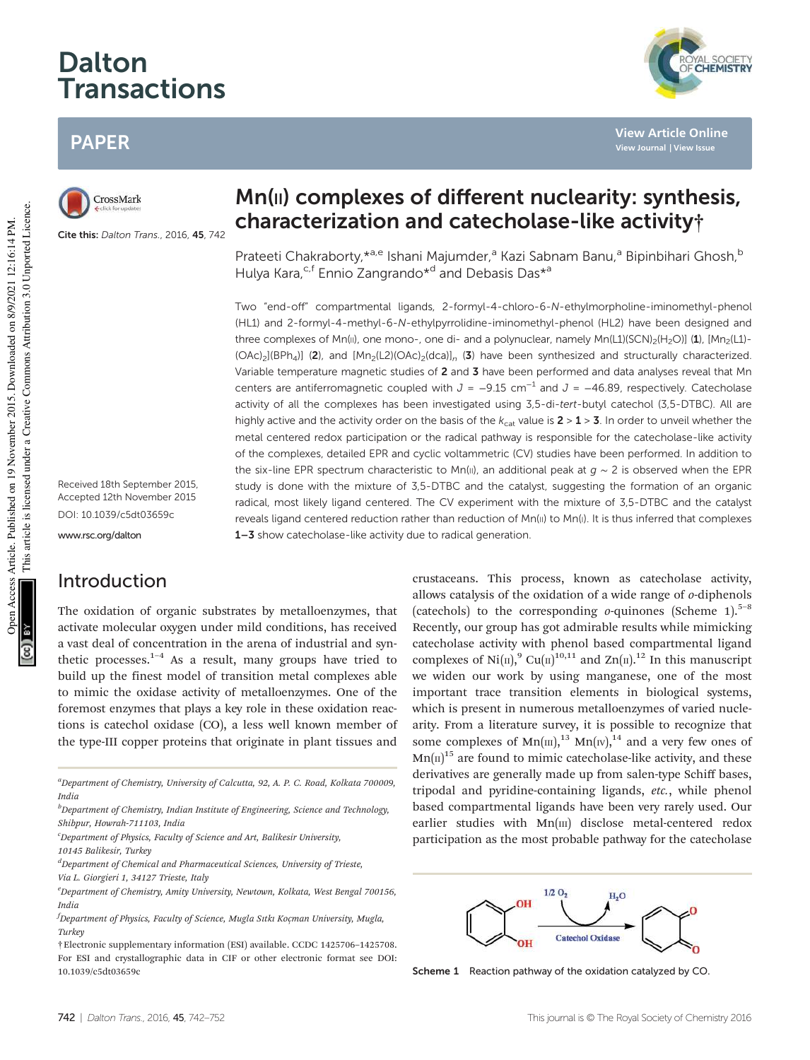Dalton Transactions

PAPER

Cite this: *Dalton Trans.*, 2016, **45**, 742

Received 18th September 2015, Accepted 12th November 2015

DOI: 10.1039/c5dt03659c

www.rsc.org/dalton

# Mn(II) complexes of different nuclearity: synthesis, characterization and catecholase-like activity†

Prateeti Chakraborty,*[a,e] Ishani Majumder,[a] Kazi Sabnam Banu,[a] Bipinbihari Ghosh,[b] Hulya Kara,[c,f] Ennio Zangrando*[d] and Debasis Das*[a]

Two "end-off" compartmental ligands, 2-formyl-4-chloro-6-*N*-ethylmorpholine-iminomethyl-phenol (HL1) and 2-formyl-4-methyl-6-*N*-ethylpyrrolidine-iminomethyl-phenol (HL2) have been designed and three complexes of Mn(II), one mono-, one di- and a polynuclear, namely Mn(L1)(SCN)$_2$(H$_2$O)] (**1**), [Mn$_2$(L1)(OAc)$_2$](BPh$_4$)] (**2**), and [Mn$_2$(L2)(OAc)$_2$(dca)]$_n$ (**3**) have been synthesized and structurally characterized. Variable temperature magnetic studies of **2** and **3** have been performed and data analyses reveal that Mn centers are antiferromagnetic coupled with $J$ = −9.15 cm$^{-1}$ and $J$ = −46.89, respectively. Catecholase activity of all the complexes has been investigated using 3,5-di-*tert*-butyl catechol (3,5-DTBC). All are highly active and the activity order on the basis of the $k_{cat}$ value is **2** > **1** > **3**. In order to unveil whether the metal centered redox participation or the radical pathway is responsible for the catecholase-like activity of the complexes, detailed EPR and cyclic voltammetric (CV) studies have been performed. In addition to the six-line EPR spectrum characteristic to Mn(II), an additional peak at $g \sim 2$ is observed when the EPR study is done with the mixture of 3,5-DTBC and the catalyst, suggesting the formation of an organic radical, most likely ligand centered. The CV experiment with the mixture of 3,5-DTBC and the catalyst reveals ligand centered reduction rather than reduction of Mn(II) to Mn(I). It is thus inferred that complexes **1–3** show catecholase-like activity due to radical generation.

## Introduction

The oxidation of organic substrates by metalloenzymes, that activate molecular oxygen under mild conditions, has received a vast deal of concentration in the arena of industrial and synthetic processes.[1–4] As a result, many groups have tried to build up the finest model of transition metal complexes able to mimic the oxidase activity of metalloenzymes. One of the foremost enzymes that plays a key role in these oxidation reactions is catechol oxidase (CO), a less well known member of the type-III copper proteins that originate in plant tissues and crustaceans. This process, known as catecholase activity, allows catalysis of the oxidation of a wide range of *o*-diphenols (catechols) to the corresponding *o*-quinones (Scheme 1).[5–8] Recently, our group has got admirable results while mimicking catecholase activity with phenol based compartmental ligand complexes of Ni(II),[9] Cu(II)[10,11] and Zn(II).[12] In this manuscript we widen our work by using manganese, one of the most important trace transition elements in biological systems, which is present in numerous metalloenzymes of varied nuclearity. From a literature survey, it is possible to recognize that some complexes of Mn(III),[13] Mn(IV),[14] and a very few ones of Mn(II)[15] are found to mimic catecholase-like activity, and these derivatives are generally made up from salen-type Schiff bases, tripodal and pyridine-containing ligands, *etc.*, while phenol based compartmental ligands have been very rarely used. Our earlier studies with Mn(III) disclose metal-centered redox participation as the most probable pathway for the catecholase

Scheme 1 Reaction pathway of the oxidation catalyzed by CO.

[a] Department of Chemistry, University of Calcutta, 92, A. P. C. Road, Kolkata 700009, India

[b] Department of Chemistry, Indian Institute of Engineering, Science and Technology, Shibpur, Howrah-711103, India

[c] Department of Physics, Faculty of Science and Art, Balikesir University, 10145 Balikesir, Turkey

[d] Department of Chemical and Pharmaceutical Sciences, University of Trieste, Via L. Giorgieri 1, 34127 Trieste, Italy

[e] Department of Chemistry, Amity University, Newtown, Kolkata, West Bengal 700156, India

[f] Department of Physics, Faculty of Science, Mugla Sıtkı Koçman University, Mugla, Turkey

† Electronic supplementary information (ESI) available. CCDC 1425706–1425708. For ESI and crystallographic data in CIF or other electronic format see DOI: 10.1039/c5dt03659c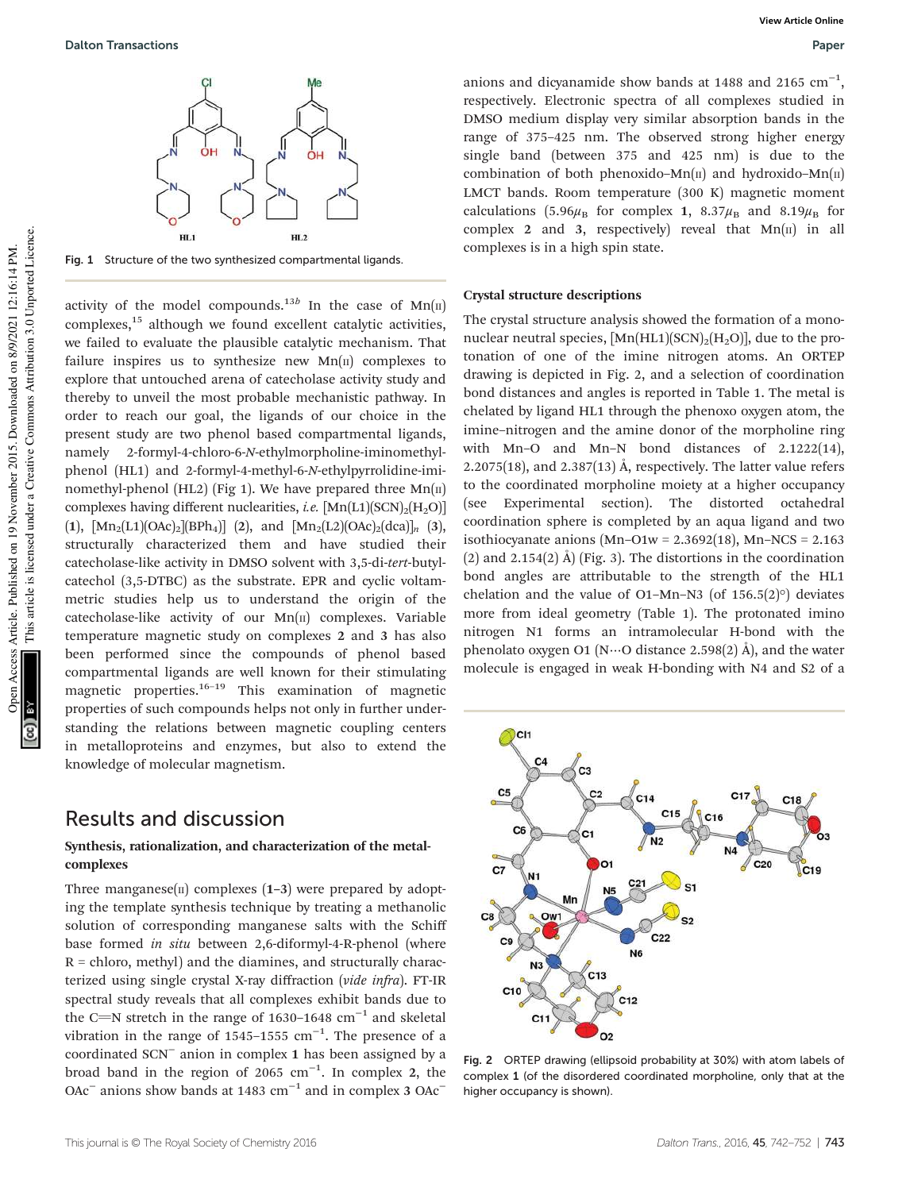Fig. 1 Structure of the two synthesized compartmental ligands.

activity of the model compounds.[13b] In the case of Mn(II) complexes,[15] although we found excellent catalytic activities, we failed to evaluate the plausible catalytic mechanism. That failure inspires us to synthesize new Mn(II) complexes to explore that untouched arena of catecholase activity study and thereby to unveil the most probable mechanistic pathway. In order to reach our goal, the ligands of our choice in the present study are two phenol based compartmental ligands, namely 2-formyl-4-chloro-6-*N*-ethylmorpholine-iminomethyl-phenol (HL1) and 2-formyl-4-methyl-6-*N*-ethylpyrrolidine-iminomethyl-phenol (HL2) (Fig 1). We have prepared three Mn(II) complexes having different nuclearities, *i.e.* $[Mn(L1)(SCN)_2(H_2O)]$ (**1**), $[Mn_2(L1)(OAc)_2][BPh_4]$ (**2**), and $[Mn_2(L2)(OAc)_2(dca)]_n$ (**3**), structurally characterized them and have studied their catecholase-like activity in DMSO solvent with 3,5-di-*tert*-butyl-catechol (3,5-DTBC) as the substrate. EPR and cyclic voltammetric studies help us to understand the origin of the catecholase-like activity of our Mn(II) complexes. Variable temperature magnetic study on complexes **2** and **3** has also been performed since the compounds of phenol based compartmental ligands are well known for their stimulating magnetic properties.[16–19] This examination of magnetic properties of such compounds helps not only in further understanding the relations between magnetic coupling centers in metalloproteins and enzymes, but also to extend the knowledge of molecular magnetism.

## Results and discussion

### Synthesis, rationalization, and characterization of the metal-complexes

Three manganese(II) complexes (**1–3**) were prepared by adopting the template synthesis technique by treating a methanolic solution of corresponding manganese salts with the Schiff base formed *in situ* between 2,6-diformyl-4-R-phenol (where R = chloro, methyl) and the diamines, and structurally characterized using single crystal X-ray diffraction (*vide infra*). FT-IR spectral study reveals that all complexes exhibit bands due to the C=N stretch in the range of 1630–1648 $cm^{-1}$ and skeletal vibration in the range of 1545–1555 $cm^{-1}$. The presence of a coordinated $SCN^-$ anion in complex **1** has been assigned by a broad band in the region of 2065 $cm^{-1}$. In complex **2**, the $OAc^-$ anions show bands at 1483 $cm^{-1}$ and in complex **3** $OAc^-$ anions and dicyanamide show bands at 1488 and 2165 $cm^{-1}$, respectively. Electronic spectra of all complexes studied in DMSO medium display very similar absorption bands in the range of 375–425 nm. The observed strong higher energy single band (between 375 and 425 nm) is due to the combination of both phenoxido–Mn(II) and hydroxido–Mn(II) LMCT bands. Room temperature (300 K) magnetic moment calculations (5.96$\mu_B$ for complex **1**, 8.37$\mu_B$ and 8.19$\mu_B$ for complex **2** and **3**, respectively) reveal that Mn(II) in all complexes is in a high spin state.

### Crystal structure descriptions

The crystal structure analysis showed the formation of a mononuclear neutral species, $[Mn(HL1)(SCN)_2(H_2O)]$, due to the protonation of one of the imine nitrogen atoms. An ORTEP drawing is depicted in Fig. 2, and a selection of coordination bond distances and angles is reported in Table 1. The metal is chelated by ligand HL1 through the phenoxo oxygen atom, the imine–nitrogen and the amine donor of the morpholine ring with Mn–O and Mn–N bond distances of 2.1222(14), 2.2075(18), and 2.387(13) Å, respectively. The latter value refers to the coordinated morpholine moiety at a higher occupancy (see Experimental section). The distorted octahedral coordination sphere is completed by an aqua ligand and two isothiocyanate anions (Mn–O1w = 2.3692(18), Mn–NCS = 2.163 (2) and 2.154(2) Å) (Fig. 3). The distortions in the coordination bond angles are attributable to the strength of the HL1 chelation and the value of O1–Mn–N3 (of 156.5(2)°) deviates more from ideal geometry (Table 1). The protonated imino nitrogen N1 forms an intramolecular H-bond with the phenolato oxygen O1 (N···O distance 2.598(2) Å), and the water molecule is engaged in weak H-bonding with N4 and S2 of a

Fig. 2 ORTEP drawing (ellipsoid probability at 30%) with atom labels of complex **1** (of the disordered coordinated morpholine, only that at the higher occupancy is shown).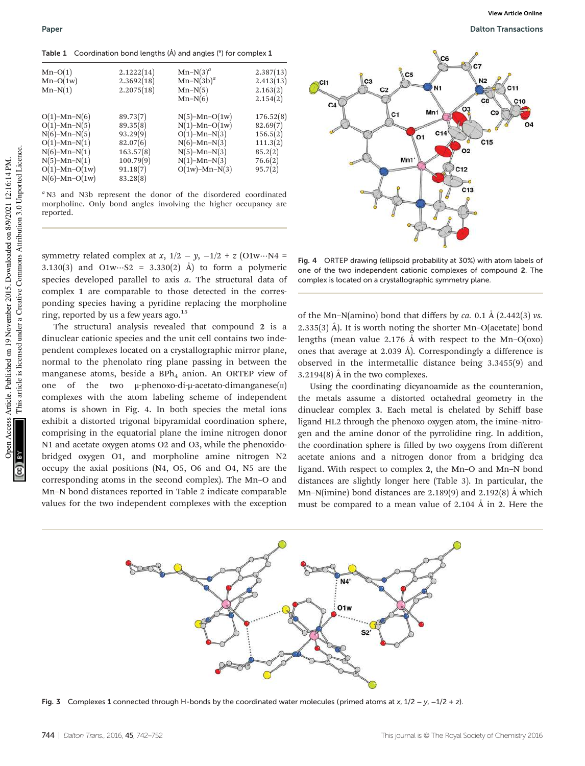**Table 1** Coordination bond lengths (Å) and angles (°) for complex **1**

| | | | |
|---|---|---|---|
| Mn–O(1) | 2.1222(14) | Mn–N(3)[a] | 2.387(13) |
| Mn–O(1w) | 2.3692(18) | Mn–N(3b)[a] | 2.413(13) |
| Mn–N(1) | 2.2075(18) | Mn–N(5) | 2.163(2) |
| | | Mn–N(6) | 2.154(2) |
| O(1)–Mn–N(6) | 89.73(7) | N(5)–Mn–O(1w) | 176.52(8) |
| O(1)–Mn–N(5) | 89.35(8) | N(1)–Mn–O(1w) | 82.69(7) |
| N(6)–Mn–N(5) | 93.29(9) | O(1)–Mn–N(3) | 156.5(2) |
| O(1)–Mn–N(1) | 82.07(6) | N(6)–Mn–N(3) | 111.3(2) |
| N(6)–Mn–N(1) | 163.57(8) | N(5)–Mn–N(3) | 85.2(2) |
| N(5)–Mn–N(1) | 100.79(9) | N(1)–Mn–N(3) | 76.6(2) |
| O(1)–Mn–O(1w) | 91.18(7) | O(1w)–Mn–N(3) | 95.7(2) |
| N(6)–Mn–O(1w) | 83.28(8) | | |

[a] N3 and N3b represent the donor of the disordered coordinated morpholine. Only bond angles involving the higher occupancy are reported.

symmetry related complex at $x$, $1/2 - y$, $-1/2 + z$ (O1w···N4 = 3.130(3) and O1w···S2 = 3.330(2) Å) to form a polymeric species developed parallel to axis $a$. The structural data of complex **1** are comparable to those detected in the corresponding species having a pyridine ring replacing the morpholine ring, reported by us a few years ago.[15]

The structural analysis revealed that compound **2** is a dinuclear cationic species and the unit cell contains two independent complexes located on a crystallographic mirror plane, normal to the phenolato ring plane passing in between the manganese atoms, beside a $BPh_4$ anion. An ORTEP view of one of the two μ-phenoxo-di-μ-acetato-dimanganese(II) complexes with the atom labeling scheme of independent atoms is shown in Fig. 4. In both species the metal ions exhibit a distorted trigonal bipyramidal coordination sphere, comprising in the equatorial plane the imine nitrogen donor N1 and acetate oxygen atoms O2 and O3, while the phenoxido-bridged oxygen O1, and morpholine amine nitrogen N2 occupy the axial positions (N4, O5, O6 and O4, N5 are the corresponding atoms in the second complex). The Mn–O and Mn–N bond distances reported in Table 2 indicate comparable values for the two independent complexes with the exception of the Mn–N(amino) bond that differs by *ca.* 0.1 Å (2.442(3) *vs.* 2.335(3) Å). It is worth noting the shorter Mn–O(acetate) bond lengths (mean value 2.176 Å with respect to the Mn–O(oxo) ones that average at 2.039 Å). Correspondingly a difference is observed in the intermetallic distance being 3.3455(9) and 3.2194(8) Å in the two complexes.

Fig. 4 ORTEP drawing (ellipsoid probability at 30%) with atom labels of one of the two independent cationic complexes of compound **2**. The complex is located on a crystallographic symmetry plane.

Using the coordinating dicyanoamide as the counteranion, the metals assume a distorted octahedral geometry in the dinuclear complex **3**. Each metal is chelated by Schiff base ligand HL2 through the phenoxo oxygen atom, the imine–nitrogen and the amine donor of the pyrrolidine ring. In addition, the coordination sphere is filled by two oxygens from different acetate anions and a nitrogen donor from a bridging dca ligand. With respect to complex **2**, the Mn–O and Mn–N bond distances are slightly longer here (Table 3). In particular, the Mn–N(imine) bond distances are 2.189(9) and 2.192(8) Å which must be compared to a mean value of 2.104 Å in **2**. Here the

Fig. 3 Complexes **1** connected through H-bonds by the coordinated water molecules (primed atoms at $x$, $1/2 - y$, $-1/2 + z$).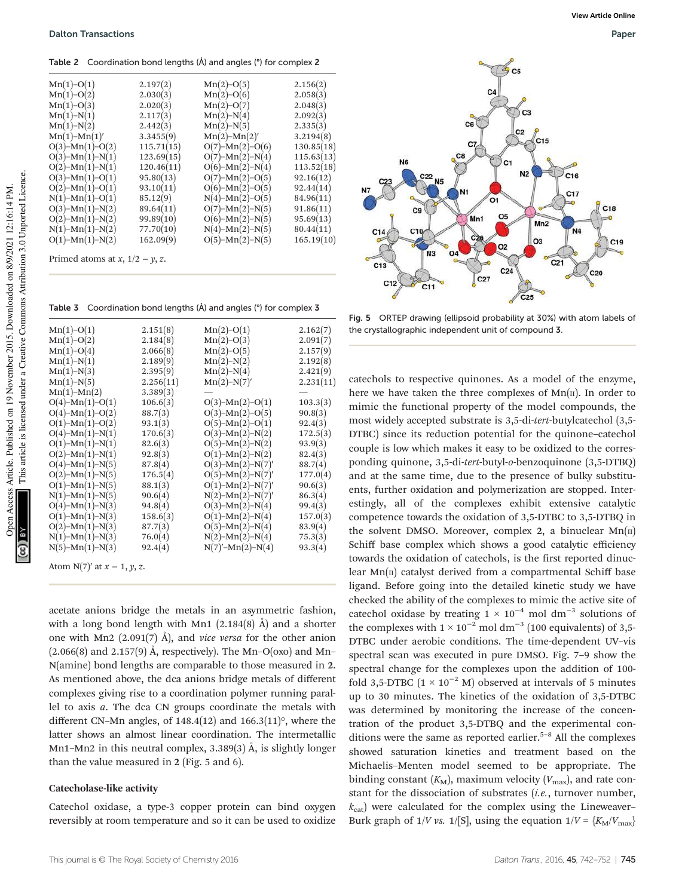**Table 2** Coordination bond lengths (Å) and angles (°) for complex **2**

| | | | |
|---|---|---|---|
| Mn(1)–O(1) | 2.197(2) | Mn(2)–O(5) | 2.156(2) |
| Mn(1)–O(2) | 2.030(3) | Mn(2)–O(6) | 2.058(3) |
| Mn(1)–O(3) | 2.020(3) | Mn(2)–O(7) | 2.048(3) |
| Mn(1)–N(1) | 2.117(3) | Mn(2)–N(4) | 2.092(3) |
| Mn(1)–N(2) | 2.442(3) | Mn(2)–N(5) | 2.335(3) |
| Mn(1)–Mn(1)′ | 3.3455(9) | Mn(2)–Mn(2)′ | 3.2194(8) |
| O(3)–Mn(1)–O(2) | 115.71(15) | O(7)–Mn(2)–O(6) | 130.85(18) |
| O(3)–Mn(1)–N(1) | 123.69(15) | O(7)–Mn(2)–N(4) | 115.63(13) |
| O(2)–Mn(1)–N(1) | 120.46(11) | O(6)–Mn(2)–N(4) | 113.52(18) |
| O(3)–Mn(1)–O(1) | 95.80(13) | O(7)–Mn(2)–O(5) | 92.16(12) |
| O(2)–Mn(1)–O(1) | 93.10(11) | O(6)–Mn(2)–O(5) | 92.44(14) |
| N(1)–Mn(1)–O(1) | 85.12(9) | N(4)–Mn(2)–O(5) | 84.96(11) |
| O(3)–Mn(1)–N(2) | 89.64(11) | O(7)–Mn(2)–N(5) | 91.86(11) |
| O(2)–Mn(1)–N(2) | 99.89(10) | O(6)–Mn(2)–N(5) | 95.69(13) |
| N(1)–Mn(1)–N(2) | 77.70(10) | N(4)–Mn(2)–N(5) | 80.44(11) |
| O(1)–Mn(1)–N(2) | 162.09(9) | O(5)–Mn(2)–N(5) | 165.19(10) |

Primed atoms at $x$, $1/2 - y$, $z$.

**Table 3** Coordination bond lengths (Å) and angles (°) for complex **3**

| | | | |
|---|---|---|---|
| Mn(1)–O(1) | 2.151(8) | Mn(2)–O(1) | 2.162(7) |
| Mn(1)–O(2) | 2.184(8) | Mn(2)–O(3) | 2.091(7) |
| Mn(1)–O(4) | 2.066(8) | Mn(2)–O(5) | 2.157(9) |
| Mn(1)–N(1) | 2.189(9) | Mn(2)–N(2) | 2.192(8) |
| Mn(1)–N(3) | 2.395(9) | Mn(2)–N(4) | 2.421(9) |
| Mn(1)–N(5) | 2.256(11) | Mn(2)–N(7)′ | 2.231(11) |
| Mn(1)–Mn(2) | 3.389(3) | — | — |
| O(4)–Mn(1)–O(1) | 106.6(3) | O(3)–Mn(2)–O(1) | 103.3(3) |
| O(4)–Mn(1)–O(2) | 88.7(3) | O(3)–Mn(2)–O(5) | 90.8(3) |
| O(1)–Mn(1)–O(2) | 93.1(3) | O(5)–Mn(2)–O(1) | 92.4(3) |
| O(4)–Mn(1)–N(1) | 170.6(3) | O(3)–Mn(2)–N(2) | 172.5(3) |
| O(1)–Mn(1)–N(1) | 82.6(3) | O(5)–Mn(2)–N(2) | 93.9(3) |
| O(2)–Mn(1)–N(1) | 92.8(3) | O(1)–Mn(2)–N(2) | 82.4(3) |
| O(4)–Mn(1)–N(5) | 87.8(4) | O(3)–Mn(2)–N(7)′ | 88.7(4) |
| O(2)–Mn(1)–N(5) | 176.5(4) | O(5)–Mn(2)–N(7)′ | 177.0(4) |
| O(1)–Mn(1)–N(5) | 88.1(3) | O(1)–Mn(2)–N(7)′ | 90.6(3) |
| N(1)–Mn(1)–N(5) | 90.6(4) | N(2)–Mn(2)–N(7)′ | 86.3(4) |
| O(4)–Mn(1)–N(3) | 94.8(4) | O(3)–Mn(2)–N(4) | 99.4(3) |
| O(1)–Mn(1)–N(3) | 158.6(3) | O(1)–Mn(2)–N(4) | 157.0(3) |
| O(2)–Mn(1)–N(3) | 87.7(3) | O(5)–Mn(2)–N(4) | 83.9(4) |
| N(1)–Mn(1)–N(3) | 76.0(4) | N(2)–Mn(2)–N(4) | 75.3(3) |
| N(5)–Mn(1)–N(3) | 92.4(4) | N(7)′–Mn(2)–N(4) | 93.3(4) |

Atom N(7)′ at $x - 1$, $y$, $z$.

acetate anions bridge the metals in an asymmetric fashion, with a long bond length with Mn1 (2.184(8) Å) and a shorter one with Mn2 (2.091(7) Å), and *vice versa* for the other anion (2.066(8) and 2.157(9) Å, respectively). The Mn–O(oxo) and Mn–N(amine) bond lengths are comparable to those measured in **2**. As mentioned above, the dca anions bridge metals of different complexes giving rise to a coordination polymer running parallel to axis *a*. The dca CN groups coordinate the metals with different CN–Mn angles, of 148.4(12) and 166.3(11)°, where the latter shows an almost linear coordination. The intermetallic Mn1–Mn2 in this neutral complex, 3.389(3) Å, is slightly longer than the value measured in **2** (Fig. 5 and 6).

Fig. 5 ORTEP drawing (ellipsoid probability at 30%) with atom labels of the crystallographic independent unit of compound **3**.

### Catecholase-like activity

Catechol oxidase, a type-3 copper protein can bind oxygen reversibly at room temperature and so it can be used to oxidize catechols to respective quinones. As a model of the enzyme, here we have taken the three complexes of Mn(II). In order to mimic the functional property of the model compounds, the most widely accepted substrate is 3,5-di-*tert*-butylcatechol (3,5-DTBC) since its reduction potential for the quinone–catechol couple is low which makes it easy to be oxidized to the corresponding quinone, 3,5-di-*tert*-butyl-*o*-benzoquinone (3,5-DTBQ) and at the same time, due to the presence of bulky substituents, further oxidation and polymerization are stopped. Interestingly, all of the complexes exhibit extensive catalytic competence towards the oxidation of 3,5-DTBC to 3,5-DTBQ in the solvent DMSO. Moreover, complex **2**, a binuclear Mn(II) Schiff base complex which shows a good catalytic efficiency towards the oxidation of catechols, is the first reported dinuclear Mn(II) catalyst derived from a compartmental Schiff base ligand. Before going into the detailed kinetic study we have checked the ability of the complexes to mimic the active site of catechol oxidase by treating $1 \times 10^{-4}$ mol dm$^{-3}$ solutions of the complexes with $1 \times 10^{-2}$ mol dm$^{-3}$ (100 equivalents) of 3,5-DTBC under aerobic conditions. The time-dependent UV–vis spectral scan was executed in pure DMSO. Fig. 7–9 show the spectral change for the complexes upon the addition of 100-fold 3,5-DTBC ($1 \times 10^{-2}$ M) observed at intervals of 5 minutes up to 30 minutes. The kinetics of the oxidation of 3,5-DTBC was determined by monitoring the increase of the concentration of the product 3,5-DTBQ and the experimental conditions were the same as reported earlier.[5–8] All the complexes showed saturation kinetics and treatment based on the Michaelis–Menten model seemed to be appropriate. The binding constant ($K_M$), maximum velocity ($V_{max}$), and rate constant for the dissociation of substrates (*i.e.*, turnover number, $k_{cat}$) were calculated for the complex using the Lineweaver–Burk graph of $1/V$ *vs.* $1/[S]$, using the equation $1/V = \{K_M/V_{max}\}$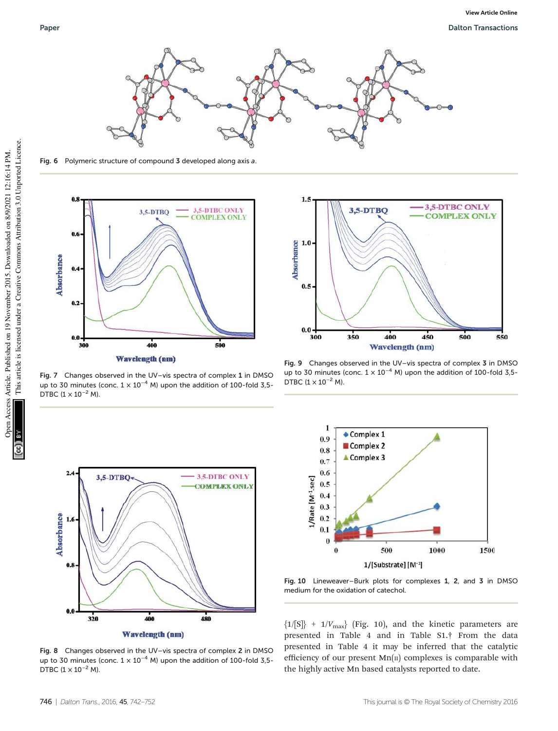Fig. 6 Polymeric structure of compound **3** developed along axis *a*.

Fig. 7 Changes observed in the UV–vis spectra of complex **1** in DMSO up to 30 minutes (conc. $1 \times 10^{-4}$ M) upon the addition of 100-fold 3,5-DTBC ($1 \times 10^{-2}$ M).

Fig. 8 Changes observed in the UV–vis spectra of complex **2** in DMSO up to 30 minutes (conc. $1 \times 10^{-4}$ M) upon the addition of 100-fold 3,5-DTBC ($1 \times 10^{-2}$ M).

Fig. 9 Changes observed in the UV–vis spectra of complex **3** in DMSO up to 30 minutes (conc. $1 \times 10^{-4}$ M) upon the addition of 100-fold 3,5-DTBC ($1 \times 10^{-2}$ M).

Fig. 10 Lineweaver–Burk plots for complexes **1**, **2**, and **3** in DMSO medium for the oxidation of catechol.

$\{1/[S]\} + 1/V_{max}\}$ (Fig. 10), and the kinetic parameters are presented in Table 4 and in Table S1.† From the data presented in Table 4 it may be inferred that the catalytic efficiency of our present Mn(II) complexes is comparable with the highly active Mn based catalysts reported to date.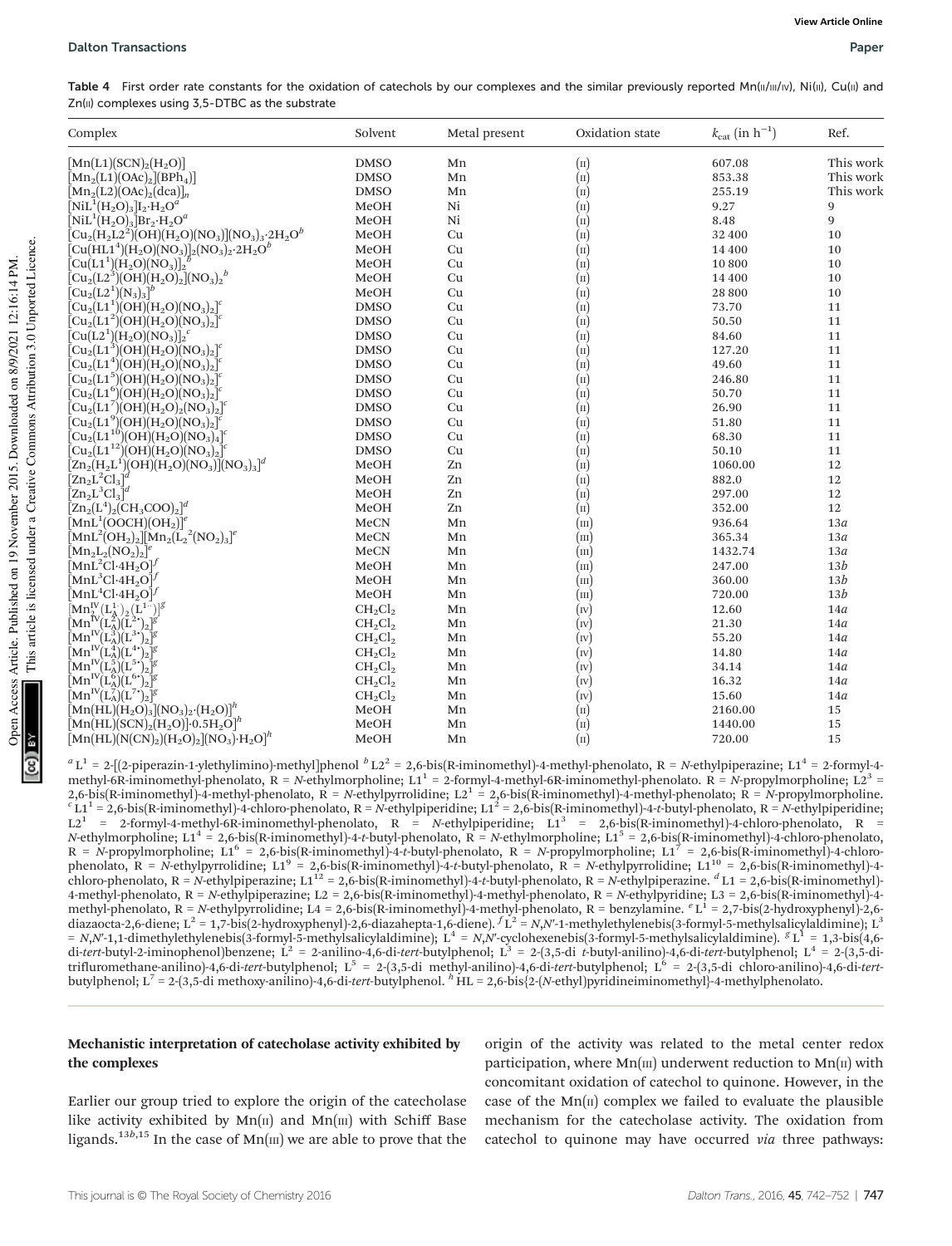Table 4 First order rate constants for the oxidation of catechols by our complexes and the similar previously reported Mn(II/III/IV), Ni(II), Cu(II) and Zn(II) complexes using 3,5-DTBC as the substrate

| Complex | Solvent | Metal present | Oxidation state | $k_{cat}$ (in $h^{-1}$) | Ref. |
|---|---|---|---|---|---|
| $[Mn(L1)(SCN)_2(H_2O)]$ | DMSO | Mn | (II) | 607.08 | This work |
| $[Mn_2(L1)(OAc)_2](BPh_4)]$ | DMSO | Mn | (II) | 853.38 | This work |
| $[Mn_2(L2)(OAc)_2(dca)]_n$ | DMSO | Mn | (II) | 255.19 | This work |
| $[NiL^1(H_2O)_3]I_2{\cdot}H_2O$[a] | MeOH | Ni | (II) | 9.27 | 9 |
| $[NiL^1(H_2O)_3]Br_2{\cdot}H_2O$[a] | MeOH | Ni | (II) | 8.48 | 9 |
| $[Cu_2(H_2L2^2)(OH)(H_2O)(NO_3)](NO_3)_3{\cdot}2H_2O$[b] | MeOH | Cu | (II) | 32 400 | 10 |
| $[Cu(HL1^4)(H_2O)(NO_3)]_2(NO_3)_2{\cdot}2H_2O$[b] | MeOH | Cu | (II) | 14 400 | 10 |
| $[Cu(L1^1)(H_2O)(NO_3)]_2$[b] | MeOH | Cu | (II) | 10 800 | 10 |
| $[Cu_2(L2^3)(OH)(H_2O)_2](NO_3)_2$[b] | MeOH | Cu | (II) | 14 400 | 10 |
| $[Cu_2(L2^1)(N_3)_3]$[b] | MeOH | Cu | (II) | 28 800 | 10 |
| $[Cu_2(L1^1)(OH)(H_2O)(NO_3)_2]$[c] | DMSO | Cu | (II) | 73.70 | 11 |
| $[Cu_2(L1^2)(OH)(H_2O)(NO_3)_2]$[c] | DMSO | Cu | (II) | 50.50 | 11 |
| $[Cu(L2^1)(H_2O)(NO_3)]_2$[c] | DMSO | Cu | (II) | 84.60 | 11 |
| $[Cu_2(L1^3)(OH)(H_2O)(NO_3)_2]$[c] | DMSO | Cu | (II) | 127.20 | 11 |
| $[Cu_2(L1^4)(OH)(H_2O)(NO_3)_2]$[c] | DMSO | Cu | (II) | 49.60 | 11 |
| $[Cu_2(L1^5)(OH)(H_2O)(NO_3)_2]$[c] | DMSO | Cu | (II) | 246.80 | 11 |
| $[Cu_2(L1^6)(OH)(H_2O)(NO_3)_2]$[c] | DMSO | Cu | (II) | 50.70 | 11 |
| $[Cu_2(L1^7)(OH)(H_2O)_2(NO_3)_2]$[c] | DMSO | Cu | (II) | 26.90 | 11 |
| $[Cu_2(L1^9)(OH)(H_2O)(NO_3)_2]$[c] | DMSO | Cu | (II) | 51.80 | 11 |
| $[Cu_2(L1^{10})(OH)(H_2O)(NO_3)_4]$[c] | DMSO | Cu | (II) | 68.30 | 11 |
| $[Cu_2(L1^{12})(OH)(H_2O)(NO_3)_2]$[c] | DMSO | Cu | (II) | 50.10 | 11 |
| $[Zn_2(H_2L^1)(OH)(H_2O)(NO_3)](NO_3)_3]$[d] | MeOH | Zn | (II) | 1060.00 | 12 |
| $[Zn_2L^2Cl_3]$[d] | MeOH | Zn | (II) | 882.0 | 12 |
| $[Zn_2L^3Cl_3]$[d] | MeOH | Zn | (II) | 297.00 | 12 |
| $[Zn_2(L^4)_2(CH_3COO)_2]$[d] | MeOH | Zn | (II) | 352.00 | 12 |
| $[MnL^1(OOCH)(OH_2)]$[e] | MeCN | Mn | (III) | 936.64 | 13*a* |
| $[MnL^2(OH_2)_2][Mn_2(L_2{}^2(NO_2)_3]$[e] | MeCN | Mn | (III) | 365.34 | 13*a* |
| $[Mn_2L_2(NO_2)_2]$[e] | MeCN | Mn | (III) | 1432.74 | 13*a* |
| $[MnL^2Cl{\cdot}4H_2O]$[f] | MeOH | Mn | (III) | 247.00 | 13*b* |
| $[MnL^3Cl{\cdot}4H_2O]$[f] | MeOH | Mn | (III) | 360.00 | 13*b* |
| $[MnL^4Cl{\cdot}4H_2O]$[f] | MeOH | Mn | (III) | 720.00 | 13*b* |
| $[Mn^{IV}_2(L^1_A)_2(L^{1\cdot\cdot})]$[g] | $CH_2Cl_2$ | Mn | (IV) | 12.60 | 14*a* |
| $[Mn^{IV}(L^2_A)(L^{2\cdot})_2]$[g] | $CH_2Cl_2$ | Mn | (IV) | 21.30 | 14*a* |
| $[Mn^{IV}(L^3_A)(L^{3\cdot})_2]$[g] | $CH_2Cl_2$ | Mn | (IV) | 55.20 | 14*a* |
| $[Mn^{IV}(L^4_A)(L^{4\cdot})_2]$[g] | $CH_2Cl_2$ | Mn | (IV) | 14.80 | 14*a* |
| $[Mn^{IV}(L^5_A)(L^{5\cdot})_2]$[g] | $CH_2Cl_2$ | Mn | (IV) | 34.14 | 14*a* |
| $[Mn^{IV}(L^6_A)(L^{6\cdot})_2]$[g] | $CH_2Cl_2$ | Mn | (IV) | 16.32 | 14*a* |
| $[Mn^{IV}(L^7_A)(L^{7\cdot})_2]$[g] | $CH_2Cl_2$ | Mn | (IV) | 15.60 | 14*a* |
| $[Mn(HL)(H_2O)_3](NO_3)_2{\cdot}(H_2O)]$[h] | MeOH | Mn | (II) | 2160.00 | 15 |
| $[Mn(HL)(SCN)_2(H_2O)]{\cdot}0.5H_2O]$[h] | MeOH | Mn | (II) | 1440.00 | 15 |
| $[Mn(HL)(N(CN)_2)(H_2O)_2](NO_3){\cdot}H_2O]$[h] | MeOH | Mn | (II) | 720.00 | 15 |

[a] $L^1$ = 2-[(2-piperazin-1-ylethylimino)-methyl]phenol [b] $L2^2$ = 2,6-bis(R-iminomethyl)-4-methyl-phenolato, R = *N*-ethylpiperazine; $L1^4$ = 2-formyl-4-methyl-6R-iminomethyl-phenolato, R = *N*-ethylmorpholine; $L1^1$ = 2-formyl-4-methyl-6R-iminomethyl-phenolato. R = *N*-propylmorpholine; $L2^3$ = 2,6-bis(R-iminomethyl)-4-methyl-phenolato, R = *N*-ethylpyrrolidine; $L2^1$ = 2,6-bis(R-iminomethyl)-4-methyl-phenolato; R = *N*-propylmorpholine. [c] $L1^1$ = 2,6-bis(R-iminomethyl)-4-chloro-phenolato, R = *N*-ethylpiperidine; $L1^2$ = 2,6-bis(R-iminomethyl)-4-*t*-butyl-phenolato, R = *N*-ethylpiperidine; $L2^1$ = 2-formyl-4-methyl-6R-iminomethyl-phenolato, R = *N*-ethylpiperidine; $L1^3$ = 2,6-bis(R-iminomethyl)-4-chloro-phenolato, R = *N*-ethylmorpholine; $L1^4$ = 2,6-bis(R-iminomethyl)-4-*t*-butyl-phenolato, R = *N*-ethylmorpholine; $L1^5$ = 2,6-bis(R-iminomethyl)-4-chloro-phenolato, R = *N*-propylmorpholine; $L1^6$ = 2,6-bis(R-iminomethyl)-4-*t*-butyl-phenolato, R = *N*-propylmorpholine; $L1^7$ = 2,6-bis(R-iminomethyl)-4-chloro-phenolato, R = *N*-ethylpyrrolidine; $L1^9$ = 2,6-bis(R-iminomethyl)-4-*t*-butyl-phenolato, R = *N*-ethylpyrrolidine; $L1^{10}$ = 2,6-bis(R-iminomethyl)-4-chloro-phenolato, R = *N*-ethylpiperazine; $L1^{12}$ = 2,6-bis(R-iminomethyl)-4-*t*-butyl-phenolato, R = *N*-ethylpiperazine. [d] L1 = 2,6-bis(R-iminomethyl)-4-methyl-phenolato, R = *N*-ethylpiperazine; L2 = 2,6-bis(R-iminomethyl)-4-methyl-phenolato, R = *N*-ethylpyridine; L3 = 2,6-bis(R-iminomethyl)-4-methyl-phenolato, R = *N*-ethylpyrrolidine; L4 = 2,6-bis(R-iminomethyl)-4-methyl-phenolato, R = benzylamine. [e] $L^1$ = 2,7-bis(2-hydroxyphenyl)-2,6-diazaocta-2,6-diene; $L^2$ = 1,7-bis(2-hydroxyphenyl)-2,6-diazahepta-1,6-diene). [f] $L^2$ = *N*,*N*′-1-methylethylenebis(3-formyl-5-methylsalicylaldimine); $L^3$ = *N*,*N*′-1,1-dimethylethylenebis(3-formyl-5-methylsalicylaldimine); $L^4$ = *N*,*N*′-cyclohexenebis(3-formyl-5-methylsalicylaldimine). [g] $L^1$ = 1,3-bis(4,6-di-*tert*-butyl-2-iminophenol)benzene; $L^2$ = 2-anilino-4,6-di-*tert*-butylphenol; $L^3$ = 2-(3,5-di *t*-butyl-anilino)-4,6-di-*tert*-butylphenol; $L^4$ = 2-(3,5-di-trifluromethane-anilino)-4,6-di-*tert*-butylphenol; $L^5$ = 2-(3,5-di methyl-anilino)-4,6-di-*tert*-butylphenol; $L^6$ = 2-(3,5-di chloro-anilino)-4,6-di-*tert*-butylphenol; $L^7$ = 2-(3,5-di methoxy-anilino)-4,6-di-*tert*-butylphenol. [h] HL = 2,6-bis{2-(*N*-ethyl)pyridineiminomethyl}-4-methylphenolato.

### Mechanistic interpretation of catecholase activity exhibited by the complexes

Earlier our group tried to explore the origin of the catecholase like activity exhibited by Mn(II) and Mn(III) with Schiff Base ligands.[13b,15] In the case of Mn(III) we are able to prove that the origin of the activity was related to the metal center redox participation, where Mn(III) underwent reduction to Mn(II) with concomitant oxidation of catechol to quinone. However, in the case of the Mn(II) complex we failed to evaluate the plausible mechanism for the catecholase activity. The oxidation from catechol to quinone may have occurred *via* three pathways: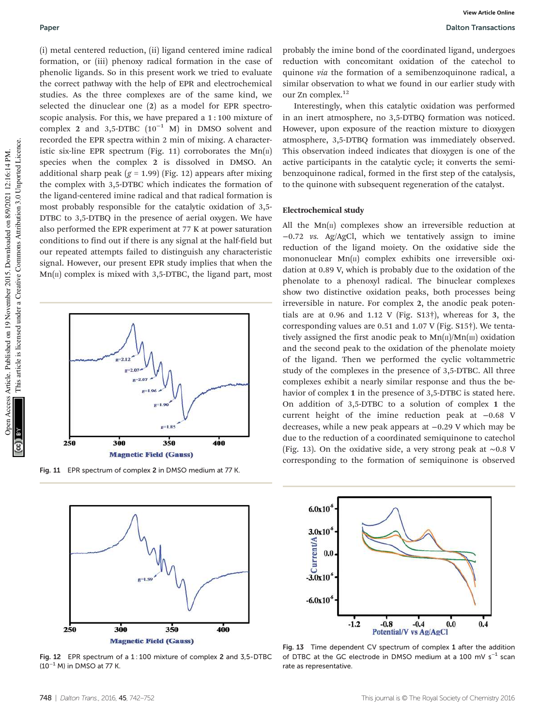(i) metal centered reduction, (ii) ligand centered imine radical formation, or (iii) phenoxy radical formation in the case of phenolic ligands. So in this present work we tried to evaluate the correct pathway with the help of EPR and electrochemical studies. As the three complexes are of the same kind, we selected the dinuclear one (**2**) as a model for EPR spectroscopic analysis. For this, we have prepared a 1 : 100 mixture of complex **2** and 3,5-DTBC ($10^{-1}$ M) in DMSO solvent and recorded the EPR spectra within 2 min of mixing. A characteristic six-line EPR spectrum (Fig. 11) corroborates the Mn(II) species when the complex **2** is dissolved in DMSO. An additional sharp peak ($g$ = 1.99) (Fig. 12) appears after mixing the complex with 3,5-DTBC which indicates the formation of the ligand-centered imine radical and that radical formation is most probably responsible for the catalytic oxidation of 3,5-DTBC to 3,5-DTBQ in the presence of aerial oxygen. We have also performed the EPR experiment at 77 K at power saturation conditions to find out if there is any signal at the half-field but our repeated attempts failed to distinguish any characteristic signal. However, our present EPR study implies that when the Mn(II) complex is mixed with 3,5-DTBC, the ligand part, most probably the imine bond of the coordinated ligand, undergoes reduction with concomitant oxidation of the catechol to quinone *via* the formation of a semibenzoquinone radical, a similar observation to what we found in our earlier study with our Zn complex.[12]

Interestingly, when this catalytic oxidation was performed in an inert atmosphere, no 3,5-DTBQ formation was noticed. However, upon exposure of the reaction mixture to dioxygen atmosphere, 3,5-DTBQ formation was immediately observed. This observation indeed indicates that dioxygen is one of the active participants in the catalytic cycle; it converts the semibenzoquinone radical, formed in the first step of the catalysis, to the quinone with subsequent regeneration of the catalyst.

Fig. 11 EPR spectrum of complex **2** in DMSO medium at 77 K.

Fig. 12 EPR spectrum of a 1 : 100 mixture of complex **2** and 3,5-DTBC ($10^{-1}$ M) in DMSO at 77 K.

### Electrochemical study

All the Mn(II) complexes show an irreversible reduction at −0.72 *vs.* Ag/AgCl, which we tentatively assign to imine reduction of the ligand moiety. On the oxidative side the mononuclear Mn(II) complex exhibits one irreversible oxidation at 0.89 V, which is probably due to the oxidation of the phenolate to a phenoxyl radical. The binuclear complexes show two distinctive oxidation peaks, both processes being irreversible in nature. For complex **2**, the anodic peak potentials are at 0.96 and 1.12 V (Fig. S13†), whereas for **3**, the corresponding values are 0.51 and 1.07 V (Fig. S15†). We tentatively assigned the first anodic peak to Mn(II)/Mn(III) oxidation and the second peak to the oxidation of the phenolate moiety of the ligand. Then we performed the cyclic voltammetric study of the complexes in the presence of 3,5-DTBC. All three complexes exhibit a nearly similar response and thus the behavior of complex **1** in the presence of 3,5-DTBC is stated here. On addition of 3,5-DTBC to a solution of complex **1** the current height of the imine reduction peak at −0.68 V decreases, while a new peak appears at −0.29 V which may be due to the reduction of a coordinated semiquinone to catechol (Fig. 13). On the oxidative side, a very strong peak at ~0.8 V corresponding to the formation of semiquinone is observed

Fig. 13 Time dependent CV spectrum of complex **1** after the addition of DTBC at the GC electrode in DMSO medium at a 100 mV $s^{-1}$ scan rate as representative.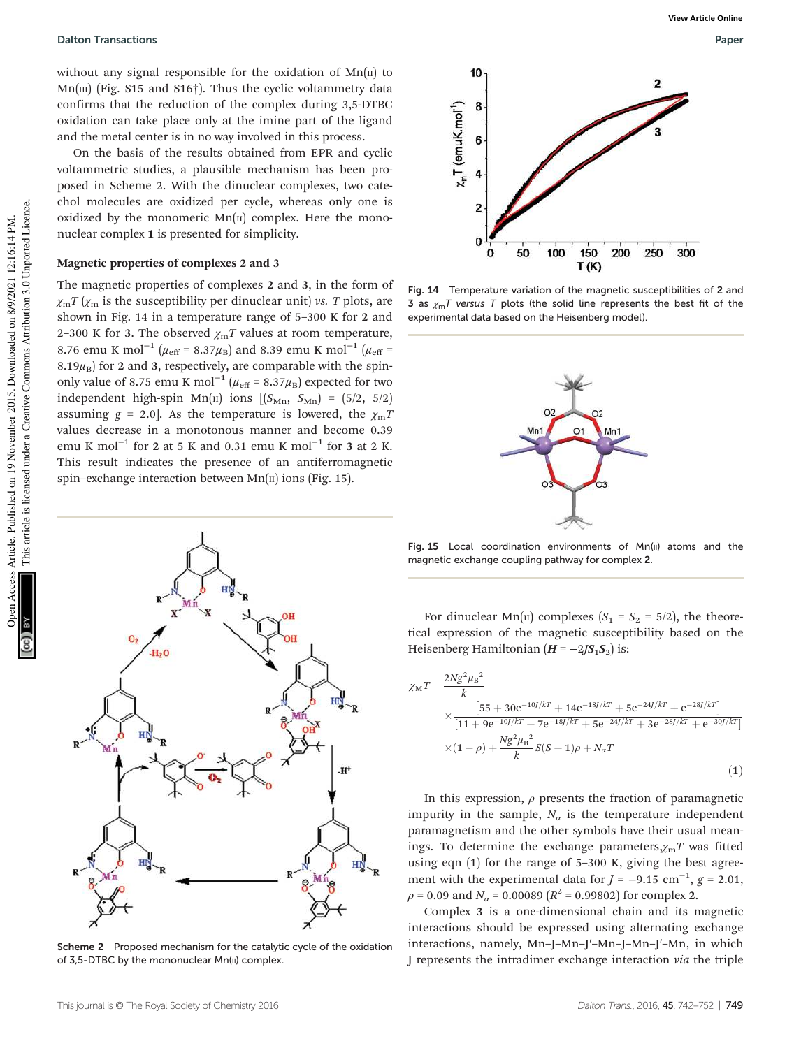without any signal responsible for the oxidation of Mn(II) to Mn(III) (Fig. S15 and S16†). Thus the cyclic voltammetry data confirms that the reduction of the complex during 3,5-DTBC oxidation can take place only at the imine part of the ligand and the metal center is in no way involved in this process.

On the basis of the results obtained from EPR and cyclic voltammetric studies, a plausible mechanism has been proposed in Scheme 2. With the dinuclear complexes, two catechol molecules are oxidized per cycle, whereas only one is oxidized by the monomeric Mn(II) complex. Here the mononuclear complex **1** is presented for simplicity.

### Magnetic properties of complexes 2 and 3

The magnetic properties of complexes **2** and **3**, in the form of $\chi_m T$ ($\chi_m$ is the susceptibility per dinuclear unit) *vs.* $T$ plots, are shown in Fig. 14 in a temperature range of 5–300 K for **2** and 2–300 K for **3**. The observed $\chi_m T$ values at room temperature, 8.76 emu K mol$^{-1}$ ($\mu_{eff}$ = 8.37$\mu_B$) and 8.39 emu K mol$^{-1}$ ($\mu_{eff}$ = 8.19$\mu_B$) for **2** and **3**, respectively, are comparable with the spin-only value of 8.75 emu K mol$^{-1}$ ($\mu_{eff}$ = 8.37$\mu_B$) expected for two independent high-spin Mn(II) ions [($S_{Mn}$, $S_{Mn}$) = (5/2, 5/2) assuming $g$ = 2.0]. As the temperature is lowered, the $\chi_m T$ values decrease in a monotonous manner and become 0.39 emu K mol$^{-1}$ for **2** at 5 K and 0.31 emu K mol$^{-1}$ for **3** at 2 K. This result indicates the presence of an antiferromagnetic spin–exchange interaction between Mn(II) ions (Fig. 15).

Scheme 2 Proposed mechanism for the catalytic cycle of the oxidation of 3,5-DTBC by the mononuclear Mn(II) complex.

Fig. 14 Temperature variation of the magnetic susceptibilities of **2** and **3** as $\chi_m T$ *versus* $T$ plots (the solid line represents the best fit of the experimental data based on the Heisenberg model).

Fig. 15 Local coordination environments of Mn(II) atoms and the magnetic exchange coupling pathway for complex **2**.

For dinuclear Mn(II) complexes ($S_1$ = $S_2$ = 5/2), the theoretical expression of the magnetic susceptibility based on the Heisenberg Hamiltonian ($\boldsymbol{H} = -2J\boldsymbol{S}_1\boldsymbol{S}_2$) is:

$$\chi_M T = \frac{2Ng^2\mu_B^2}{k} \times \frac{\left[55 + 30e^{-10J/kT} + 14e^{-18J/kT} + 5e^{-24J/kT} + e^{-28J/kT}\right]}{\left[11 + 9e^{-10J/kT} + 7e^{-18J/kT} + 5e^{-24J/kT} + 3e^{-28J/kT} + e^{-30J/kT}\right]} \times (1-\rho) + \frac{Ng^2\mu_B^2}{k}S(S+1)\rho + N_\alpha T \tag{1}$$

In this expression, $\rho$ presents the fraction of paramagnetic impurity in the sample, $N_\alpha$ is the temperature independent paramagnetism and the other symbols have their usual meanings. To determine the exchange parameters, $\chi_m T$ was fitted using eqn (1) for the range of 5–300 K, giving the best agreement with the experimental data for $J$ = −9.15 cm$^{-1}$, $g$ = 2.01, $\rho$ = 0.09 and $N_\alpha$ = 0.00089 ($R^2$ = 0.99802) for complex **2**.

Complex **3** is a one-dimensional chain and its magnetic interactions should be expressed using alternating exchange interactions, namely, Mn–J–Mn–J′–Mn–J–Mn–J′–Mn, in which J represents the intradimer exchange interaction *via* the triple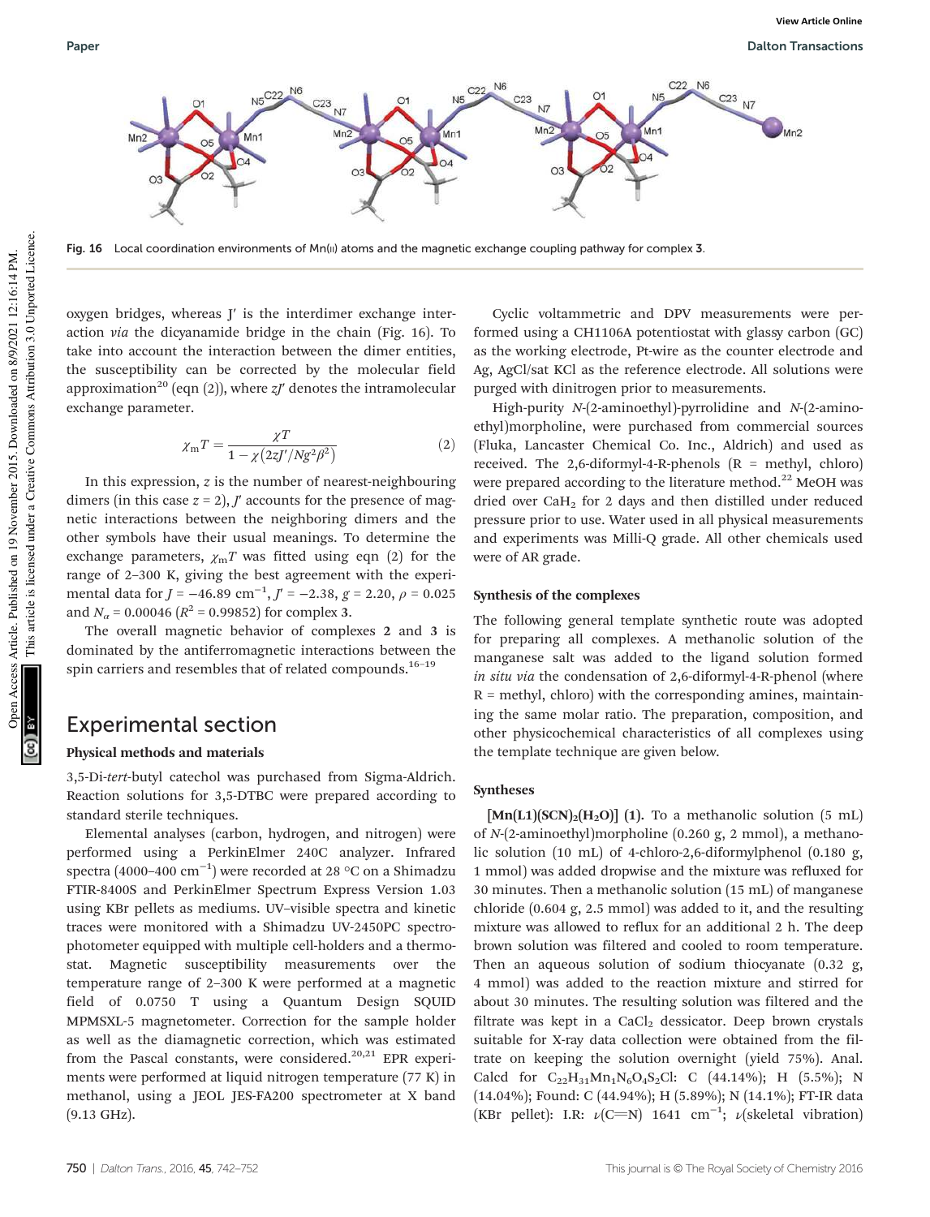Fig. 16 Local coordination environments of Mn(II) atoms and the magnetic exchange coupling pathway for complex **3**.

oxygen bridges, whereas J′ is the interdimer exchange interaction *via* the dicyanamide bridge in the chain (Fig. 16). To take into account the interaction between the dimer entities, the susceptibility can be corrected by the molecular field approximation[20] (eqn (2)), where $zJ'$ denotes the intramolecular exchange parameter.

$$\chi_m T = \frac{\chi T}{1 - \chi(2zJ'/Ng^2\beta^2)} \tag{2}$$

In this expression, $z$ is the number of nearest-neighbouring dimers (in this case $z = 2$), $J'$ accounts for the presence of magnetic interactions between the neighboring dimers and the other symbols have their usual meanings. To determine the exchange parameters, $\chi_m T$ was fitted using eqn (2) for the range of 2–300 K, giving the best agreement with the experimental data for $J = -46.89$ cm$^{-1}$, $J' = -2.38$, $g = 2.20$, $\rho = 0.025$ and $N_\alpha = 0.00046$ ($R^2 = 0.99852$) for complex **3**.

The overall magnetic behavior of complexes **2** and **3** is dominated by the antiferromagnetic interactions between the spin carriers and resembles that of related compounds.[16–19]

## Experimental section

### Physical methods and materials

3,5-Di-*tert*-butyl catechol was purchased from Sigma-Aldrich. Reaction solutions for 3,5-DTBC were prepared according to standard sterile techniques.

Elemental analyses (carbon, hydrogen, and nitrogen) were performed using a PerkinElmer 240C analyzer. Infrared spectra (4000–400 cm$^{-1}$) were recorded at 28 °C on a Shimadzu FTIR-8400S and PerkinElmer Spectrum Express Version 1.03 using KBr pellets as mediums. UV–visible spectra and kinetic traces were monitored with a Shimadzu UV-2450PC spectrophotometer equipped with multiple cell-holders and a thermostat. Magnetic susceptibility measurements over the temperature range of 2–300 K were performed at a magnetic field of 0.0750 T using a Quantum Design SQUID MPMSXL-5 magnetometer. Correction for the sample holder as well as the diamagnetic correction, which was estimated from the Pascal constants, were considered.[20,21] EPR experiments were performed at liquid nitrogen temperature (77 K) in methanol, using a JEOL JES-FA200 spectrometer at X band (9.13 GHz).

Cyclic voltammetric and DPV measurements were performed using a CH1106A potentiostat with glassy carbon (GC) as the working electrode, Pt-wire as the counter electrode and Ag, AgCl/sat KCl as the reference electrode. All solutions were purged with dinitrogen prior to measurements.

High-purity *N*-(2-aminoethyl)-pyrrolidine and *N*-(2-aminoethyl)morpholine, were purchased from commercial sources (Fluka, Lancaster Chemical Co. Inc., Aldrich) and used as received. The 2,6-diformyl-4-R-phenols (R = methyl, chloro) were prepared according to the literature method.[22] MeOH was dried over $CaH_2$ for 2 days and then distilled under reduced pressure prior to use. Water used in all physical measurements and experiments was Milli-Q grade. All other chemicals used were of AR grade.

### Synthesis of the complexes

The following general template synthetic route was adopted for preparing all complexes. A methanolic solution of the manganese salt was added to the ligand solution formed *in situ via* the condensation of 2,6-diformyl-4-R-phenol (where R = methyl, chloro) with the corresponding amines, maintaining the same molar ratio. The preparation, composition, and other physicochemical characteristics of all complexes using the template technique are given below.

### Syntheses

**[Mn(L1)(SCN)$_2$(H$_2$O)] (1).** To a methanolic solution (5 mL) of *N*-(2-aminoethyl)morpholine (0.260 g, 2 mmol), a methanolic solution (10 mL) of 4-chloro-2,6-diformylphenol (0.180 g, 1 mmol) was added dropwise and the mixture was refluxed for 30 minutes. Then a methanolic solution (15 mL) of manganese chloride (0.604 g, 2.5 mmol) was added to it, and the resulting mixture was allowed to reflux for an additional 2 h. The deep brown solution was filtered and cooled to room temperature. Then an aqueous solution of sodium thiocyanate (0.32 g, 4 mmol) was added to the reaction mixture and stirred for about 30 minutes. The resulting solution was filtered and the filtrate was kept in a $CaCl_2$ dessicator. Deep brown crystals suitable for X-ray data collection were obtained from the filtrate on keeping the solution overnight (yield 75%). Anal. Calcd for $C_{22}H_{31}Mn_1N_6O_4S_2Cl$: C (44.14%); H (5.5%); N (14.04%); Found: C (44.94%); H (5.89%); N (14.1%); FT-IR data (KBr pellet): I.R: $\nu$(C=N) 1641 cm$^{-1}$; $\nu$(skeletal vibration)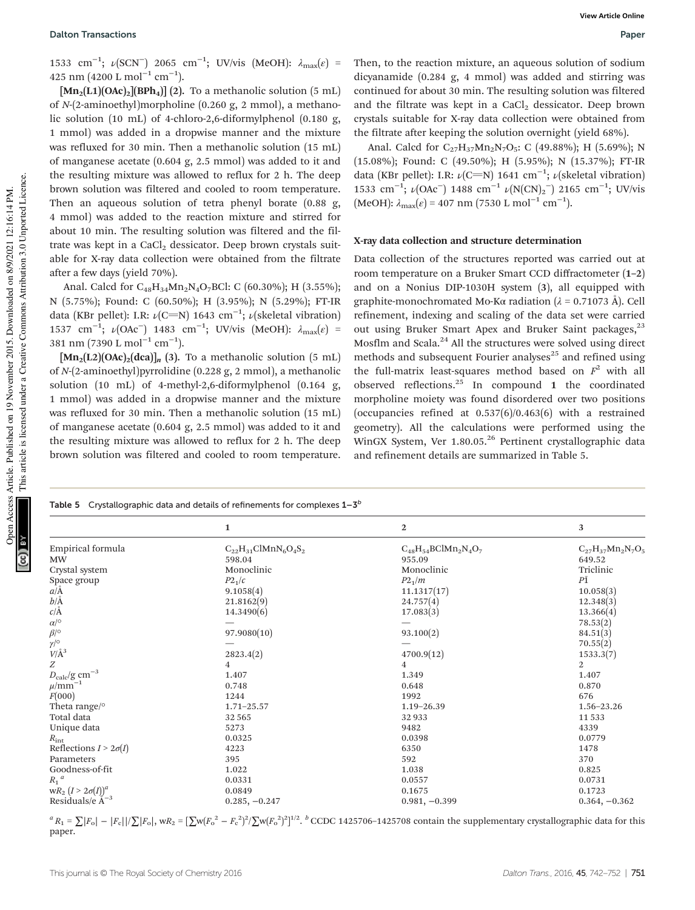1533 cm$^{-1}$; $\nu$(SCN$^-$) 2065 cm$^{-1}$; UV/vis (MeOH): $\lambda_{max}(\varepsilon)$ = 425 nm (4200 L mol$^{-1}$ cm$^{-1}$).

**[$Mn_2$(L1)(OAc)$_2$](BPh$_4$)] (2).** To a methanolic solution (5 mL) of N-(2-aminoethyl)morpholine (0.260 g, 2 mmol), a methanolic solution (10 mL) of 4-chloro-2,6-diformylphenol (0.180 g, 1 mmol) was added in a dropwise manner and the mixture was refluxed for 30 min. Then a methanolic solution (15 mL) of manganese acetate (0.604 g, 2.5 mmol) was added to it and the resulting mixture was allowed to reflux for 2 h. The deep brown solution was filtered and cooled to room temperature. Then an aqueous solution of tetra phenyl borate (0.88 g, 4 mmol) was added to the reaction mixture and stirred for about 10 min. The resulting solution was filtered and the filtrate was kept in a $CaCl_2$ dessicator. Deep brown crystals suitable for X-ray data collection were obtained from the filtrate after a few days (yield 70%).

Anal. Calcd for $C_{48}H_{34}Mn_2N_4O_7BCl$: C (60.30%); H (3.55%); N (5.75%); Found: C (60.50%); H (3.95%); N (5.29%); FT-IR data (KBr pellet): I.R: $\nu$(C=N) 1643 cm$^{-1}$; $\nu$(skeletal vibration) 1537 cm$^{-1}$; $\nu$(OAc$^-$) 1483 cm$^{-1}$; UV/vis (MeOH): $\lambda_{max}(\varepsilon)$ = 381 nm (7390 L mol$^{-1}$ cm$^{-1}$).

**[$Mn_2$(L2)(OAc)$_2$(dca)]$_n$ (3).** To a methanolic solution (5 mL) of N-(2-aminoethyl)pyrrolidine (0.228 g, 2 mmol), a methanolic solution (10 mL) of 4-methyl-2,6-diformylphenol (0.164 g, 1 mmol) was added in a dropwise manner and the mixture was refluxed for 30 min. Then a methanolic solution (15 mL) of manganese acetate (0.604 g, 2.5 mmol) was added to it and the resulting mixture was allowed to reflux for 2 h. The deep brown solution was filtered and cooled to room temperature. Then, to the reaction mixture, an aqueous solution of sodium dicyanamide (0.284 g, 4 mmol) was added and stirring was continued for about 30 min. The resulting solution was filtered and the filtrate was kept in a $CaCl_2$ dessicator. Deep brown crystals suitable for X-ray data collection were obtained from the filtrate after keeping the solution overnight (yield 68%).

Anal. Calcd for $C_{27}H_{37}Mn_2N_7O_5$: C (49.88%); H (5.69%); N (15.08%); Found: C (49.50%); H (5.95%); N (15.37%); FT-IR data (KBr pellet): I.R: $\nu$(C=N) 1641 cm$^{-1}$; $\nu$(skeletal vibration) 1533 cm$^{-1}$; $\nu$(OAc$^-$) 1488 cm$^{-1}$ $\nu$(N(CN)$_2^-$) 2165 cm$^{-1}$; UV/vis (MeOH): $\lambda_{max}(\varepsilon)$ = 407 nm (7530 L mol$^{-1}$ cm$^{-1}$).

### X-ray data collection and structure determination

Data collection of the structures reported was carried out at room temperature on a Bruker Smart CCD diffractometer (**1–2**) and on a Nonius DIP-1030H system (**3**), all equipped with graphite-monochromated Mo-K$\alpha$ radiation ($\lambda$ = 0.71073 Å). Cell refinement, indexing and scaling of the data set were carried out using Bruker Smart Apex and Bruker Saint packages,[23] Mosflm and Scala.[24] All the structures were solved using direct methods and subsequent Fourier analyses[25] and refined using the full-matrix least-squares method based on $F^2$ with all observed reflections.[25] In compound **1** the coordinated morpholine moiety was found disordered over two positions (occupancies refined at 0.537(6)/0.463(6) with a restrained geometry). All the calculations were performed using the WinGX System, Ver 1.80.05.[26] Pertinent crystallographic data and refinement details are summarized in Table 5.

Table 5 Crystallographic data and details of refinements for complexes **1–3**[b]

| | 1 | 2 | 3 |
|---|---|---|---|
| Empirical formula | $C_{22}H_{31}ClMnN_6O_4S_2$ | $C_{48}H_{54}BClMn_2N_4O_7$ | $C_{27}H_{37}Mn_2N_7O_5$ |
| MW | 598.04 | 955.09 | 649.52 |
| Crystal system | Monoclinic | Monoclinic | Triclinic |
| Space group | $P2_1/c$ | $P2_1/m$ | $P\bar{1}$ |
| $a$/Å | 9.1058(4) | 11.1317(17) | 10.058(3) |
| $b$/Å | 21.8162(9) | 24.757(4) | 12.348(3) |
| $c$/Å | 14.3490(6) | 17.083(3) | 13.366(4) |
| $\alpha$/° | — | — | 78.53(2) |
| $\beta$/° | 97.9080(10) | 93.100(2) | 84.51(3) |
| $\gamma$/° | — | — | 70.55(2) |
| $V$/Å$^3$ | 2823.4(2) | 4700.9(12) | 1533.3(7) |
| $Z$ | 4 | 4 | 2 |
| $D_{calc}$/g cm$^{-3}$ | 1.407 | 1.349 | 1.407 |
| $\mu$/mm$^{-1}$ | 0.748 | 0.648 | 0.870 |
| $F$(000) | 1244 | 1992 | 676 |
| Theta range/° | 1.71–25.57 | 1.19–26.39 | 1.56–23.26 |
| Total data | 32 565 | 32 933 | 11 533 |
| Unique data | 5273 | 9482 | 4339 |
| $R_{int}$ | 0.0325 | 0.0398 | 0.0779 |
| Reflections $I > 2\sigma(I)$ | 4223 | 6350 | 1478 |
| Parameters | 395 | 592 | 370 |
| Goodness-of-fit | 1.022 | 1.038 | 0.825 |
| $R_1$[a] | 0.0331 | 0.0557 | 0.0731 |
| w$R_2$ ($I > 2\sigma(I)$)[a] | 0.0849 | 0.1675 | 0.1723 |
| Residuals/e Å$^{-3}$ | 0.285, −0.247 | 0.981, −0.399 | 0.364, −0.362 |

[a] $R_1 = \sum||F_o| - |F_c||/\sum|F_o|$, w$R_2 = [\sum w(F_o^2 - F_c^2)^2/\sum w(F_o^2)^2]^{1/2}$. [b] CCDC 1425706–1425708 contain the supplementary crystallographic data for this paper.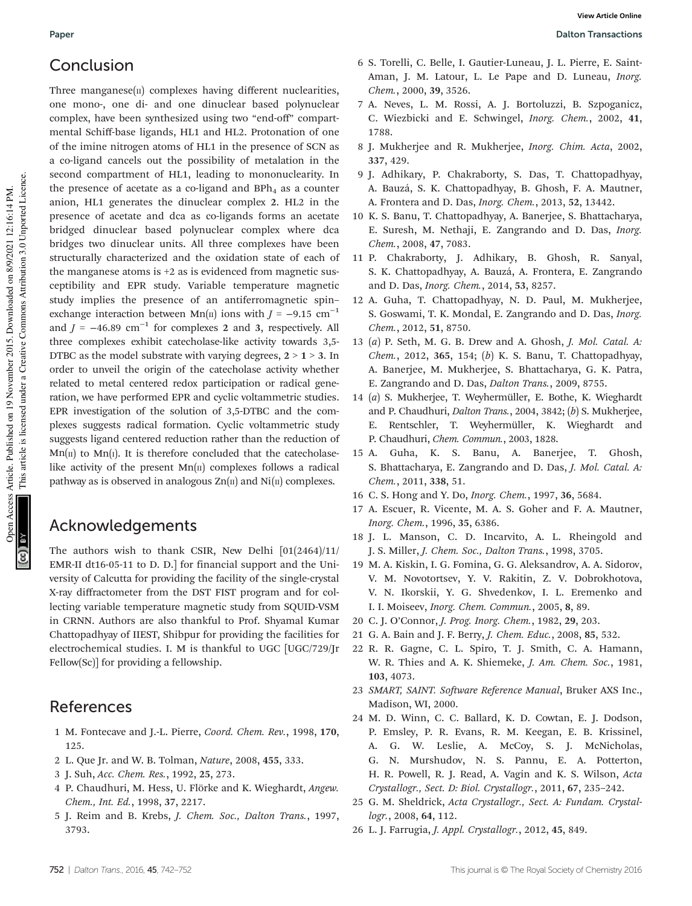## Conclusion

Three manganese(II) complexes having different nuclearities, one mono-, one di- and one dinuclear based polynuclear complex, have been synthesized using two "end-off" compartmental Schiff-base ligands, HL1 and HL2. Protonation of one of the imine nitrogen atoms of HL1 in the presence of SCN as a co-ligand cancels out the possibility of metalation in the second compartment of HL1, leading to mononuclearity. In the presence of acetate as a co-ligand and $BPh_4$ as a counter anion, HL1 generates the dinuclear complex **2**. HL2 in the presence of acetate and dca as co-ligands forms an acetate bridged dinuclear based polynuclear complex where dca bridges two dinuclear units. All three complexes have been structurally characterized and the oxidation state of each of the manganese atoms is +2 as is evidenced from magnetic susceptibility and EPR study. Variable temperature magnetic study implies the presence of an antiferromagnetic spin–exchange interaction between Mn(II) ions with $J = -9.15\ \text{cm}^{-1}$ and $J = -46.89\ \text{cm}^{-1}$ for complexes **2** and **3**, respectively. All three complexes exhibit catecholase-like activity towards 3,5-DTBC as the model substrate with varying degrees, **2** > **1** > **3**. In order to unveil the origin of the catecholase activity whether related to metal centered redox participation or radical generation, we have performed EPR and cyclic voltammetric studies. EPR investigation of the solution of 3,5-DTBC and the complexes suggests radical formation. Cyclic voltammetric study suggests ligand centered reduction rather than the reduction of Mn(II) to Mn(I). It is therefore concluded that the catecholase-like activity of the present Mn(II) complexes follows a radical pathway as is observed in analogous Zn(II) and Ni(II) complexes.

## Acknowledgements

The authors wish to thank CSIR, New Delhi [01(2464)/11/EMR-II dt16-05-11 to D. D.] for financial support and the University of Calcutta for providing the facility of the single-crystal X-ray diffractometer from the DST FIST program and for collecting variable temperature magnetic study from SQUID-VSM in CRNN. Authors are also thankful to Prof. Shyamal Kumar Chattopadhyay of IIEST, Shibpur for providing the facilities for electrochemical studies. I. M is thankful to UGC [UGC/729/Jr Fellow(Sc)] for providing a fellowship.

## References

1. M. Fontecave and J.-L. Pierre, *Coord. Chem. Rev.*, 1998, **170**, 125.
2. L. Que Jr. and W. B. Tolman, *Nature*, 2008, **455**, 333.
3. J. Suh, *Acc. Chem. Res.*, 1992, **25**, 273.
4. P. Chaudhuri, M. Hess, U. Flörke and K. Wieghardt, *Angew. Chem., Int. Ed.*, 1998, **37**, 2217.
5. J. Reim and B. Krebs, *J. Chem. Soc., Dalton Trans.*, 1997, 3793.
6. S. Torelli, C. Belle, I. Gautier-Luneau, J. L. Pierre, E. Saint-Aman, J. M. Latour, L. Le Pape and D. Luneau, *Inorg. Chem.*, 2000, **39**, 3526.
7. A. Neves, L. M. Rossi, A. J. Bortoluzzi, B. Szpoganicz, C. Wiezbicki and E. Schwingel, *Inorg. Chem.*, 2002, **41**, 1788.
8. J. Mukherjee and R. Mukherjee, *Inorg. Chim. Acta*, 2002, **337**, 429.
9. J. Adhikary, P. Chakraborty, S. Das, T. Chattopadhyay, A. Bauzá, S. K. Chattopadhyay, B. Ghosh, F. A. Mautner, A. Frontera and D. Das, *Inorg. Chem.*, 2013, **52**, 13442.
10. K. S. Banu, T. Chattopadhyay, A. Banerjee, S. Bhattacharya, E. Suresh, M. Nethaji, E. Zangrando and D. Das, *Inorg. Chem.*, 2008, **47**, 7083.
11. P. Chakraborty, J. Adhikary, B. Ghosh, R. Sanyal, S. K. Chattopadhyay, A. Bauzá, A. Frontera, E. Zangrando and D. Das, *Inorg. Chem.*, 2014, **53**, 8257.
12. A. Guha, T. Chattopadhyay, N. D. Paul, M. Mukherjee, S. Goswami, T. K. Mondal, E. Zangrando and D. Das, *Inorg. Chem.*, 2012, **51**, 8750.
13. (*a*) P. Seth, M. G. B. Drew and A. Ghosh, *J. Mol. Catal. A: Chem.*, 2012, **365**, 154; (*b*) K. S. Banu, T. Chattopadhyay, A. Banerjee, M. Mukherjee, S. Bhattacharya, G. K. Patra, E. Zangrando and D. Das, *Dalton Trans.*, 2009, 8755.
14. (*a*) S. Mukherjee, T. Weyhermüller, E. Bothe, K. Wieghardt and P. Chaudhuri, *Dalton Trans.*, 2004, 3842; (*b*) S. Mukherjee, E. Rentschler, T. Weyhermüller, K. Wieghardt and P. Chaudhuri, *Chem. Commun.*, 2003, 1828.
15. A. Guha, K. S. Banu, A. Banerjee, T. Ghosh, S. Bhattacharya, E. Zangrando and D. Das, *J. Mol. Catal. A: Chem.*, 2011, **338**, 51.
16. C. S. Hong and Y. Do, *Inorg. Chem.*, 1997, **36**, 5684.
17. A. Escuer, R. Vicente, M. A. S. Goher and F. A. Mautner, *Inorg. Chem.*, 1996, **35**, 6386.
18. J. L. Manson, C. D. Incarvito, A. L. Rheingold and J. S. Miller, *J. Chem. Soc., Dalton Trans.*, 1998, 3705.
19. M. A. Kiskin, I. G. Fomina, G. G. Aleksandrov, A. A. Sidorov, V. M. Novotortsev, Y. V. Rakitin, Z. V. Dobrokhotova, V. N. Ikorskii, Y. G. Shvedenkov, I. L. Eremenko and I. I. Moiseev, *Inorg. Chem. Commun.*, 2005, **8**, 89.
20. C. J. O'Connor, *J. Prog. Inorg. Chem.*, 1982, **29**, 203.
21. G. A. Bain and J. F. Berry, *J. Chem. Educ.*, 2008, **85**, 532.
22. R. R. Gagne, C. L. Spiro, T. J. Smith, C. A. Hamann, W. R. Thies and A. K. Shiemeke, *J. Am. Chem. Soc.*, 1981, **103**, 4073.
23. *SMART, SAINT. Software Reference Manual*, Bruker AXS Inc., Madison, WI, 2000.
24. M. D. Winn, C. C. Ballard, K. D. Cowtan, E. J. Dodson, P. Emsley, P. R. Evans, R. M. Keegan, E. B. Krissinel, A. G. W. Leslie, A. McCoy, S. J. McNicholas, G. N. Murshudov, N. S. Pannu, E. A. Potterton, H. R. Powell, R. J. Read, A. Vagin and K. S. Wilson, *Acta Crystallogr., Sect. D: Biol. Crystallogr.*, 2011, **67**, 235–242.
25. G. M. Sheldrick, *Acta Crystallogr., Sect. A: Fundam. Crystallogr.*, 2008, **64**, 112.
26. L. J. Farrugia, *J. Appl. Crystallogr.*, 2012, **45**, 849.